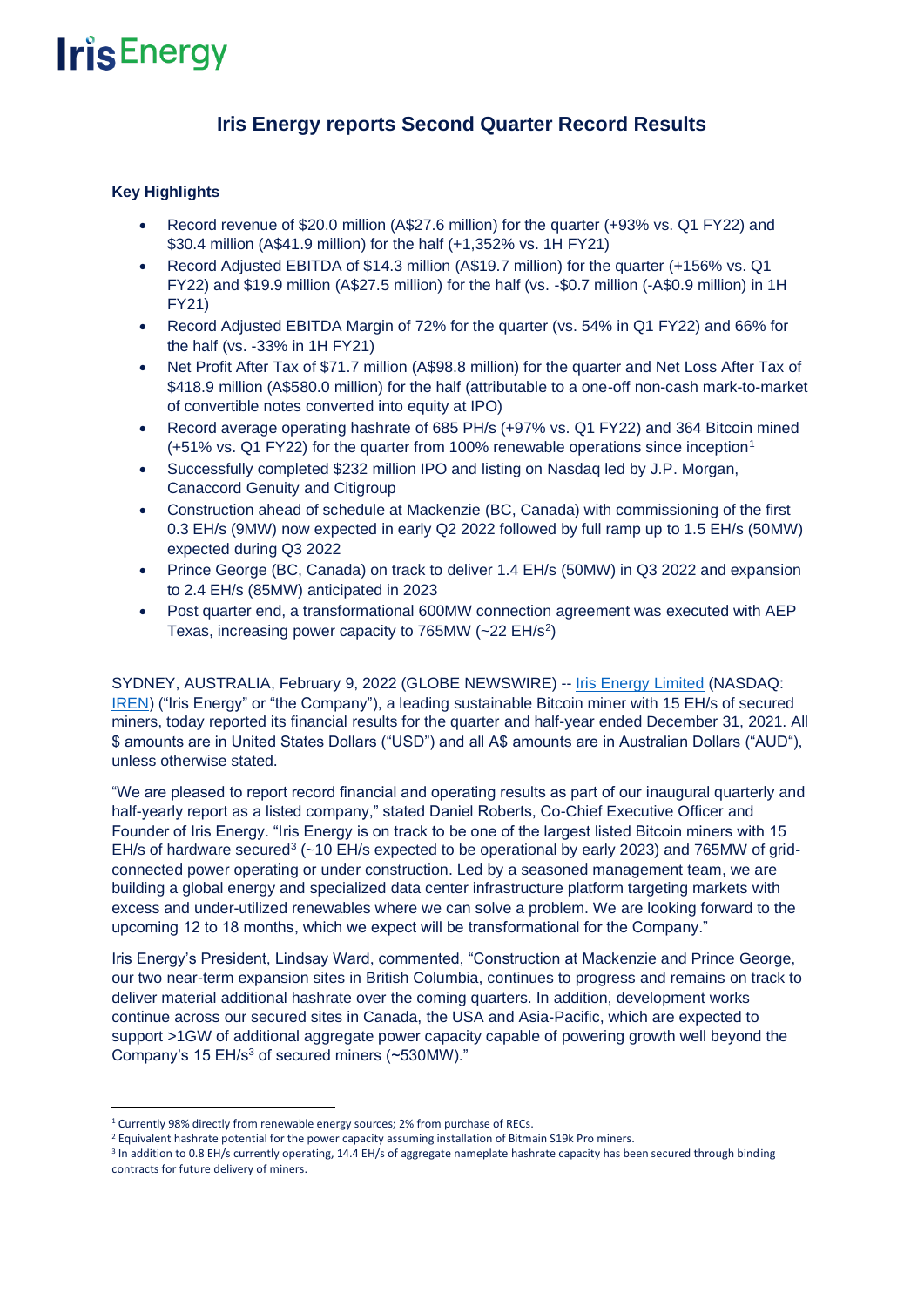IrisEnergy

# Iris Energy reports Second Quarter Record Results

**Key Highlights**

- Record revenue of $20.0 million (A$27.6 million) for the quarter (+93% vs. Q1 FY22) and $30.4 million (A$41.9 million) for the half (+1,352% vs. 1H FY21)
- Record Adjusted EBITDA of $14.3 million (A$19.7 million) for the quarter (+156% vs. Q1 FY22) and $19.9 million (A$27.5 million) for the half (vs. -$0.7 million (-A$0.9 million) in 1H FY21)
- Record Adjusted EBITDA Margin of 72% for the quarter (vs. 54% in Q1 FY22) and 66% for the half (vs. -33% in 1H FY21)
- Net Profit After Tax of $71.7 million (A$98.8 million) for the quarter and Net Loss After Tax of $418.9 million (A$580.0 million) for the half (attributable to a one-off non-cash mark-to-market of convertible notes converted into equity at IPO)
- Record average operating hashrate of 685 PH/s (+97% vs. Q1 FY22) and 364 Bitcoin mined (+51% vs. Q1 FY22) for the quarter from 100% renewable operations since inception[1]
- Successfully completed $232 million IPO and listing on Nasdaq led by J.P. Morgan, Canaccord Genuity and Citigroup
- Construction ahead of schedule at Mackenzie (BC, Canada) with commissioning of the first 0.3 EH/s (9MW) now expected in early Q2 2022 followed by full ramp up to 1.5 EH/s (50MW) expected during Q3 2022
- Prince George (BC, Canada) on track to deliver 1.4 EH/s (50MW) in Q3 2022 and expansion to 2.4 EH/s (85MW) anticipated in 2023
- Post quarter end, a transformational 600MW connection agreement was executed with AEP Texas, increasing power capacity to 765MW (~22 EH/s[2])

SYDNEY, AUSTRALIA, February 9, 2022 (GLOBE NEWSWIRE) -- Iris Energy Limited (NASDAQ: IREN) ("Iris Energy" or "the Company"), a leading sustainable Bitcoin miner with 15 EH/s of secured miners, today reported its financial results for the quarter and half-year ended December 31, 2021. All $ amounts are in United States Dollars ("USD") and all A$ amounts are in Australian Dollars ("AUD"), unless otherwise stated.

"We are pleased to report record financial and operating results as part of our inaugural quarterly and half-yearly report as a listed company," stated Daniel Roberts, Co-Chief Executive Officer and Founder of Iris Energy. "Iris Energy is on track to be one of the largest listed Bitcoin miners with 15 EH/s of hardware secured[3] (~10 EH/s expected to be operational by early 2023) and 765MW of grid-connected power operating or under construction. Led by a seasoned management team, we are building a global energy and specialized data center infrastructure platform targeting markets with excess and under-utilized renewables where we can solve a problem. We are looking forward to the upcoming 12 to 18 months, which we expect will be transformational for the Company."

Iris Energy's President, Lindsay Ward, commented, "Construction at Mackenzie and Prince George, our two near-term expansion sites in British Columbia, continues to progress and remains on track to deliver material additional hashrate over the coming quarters. In addition, development works continue across our secured sites in Canada, the USA and Asia-Pacific, which are expected to support >1GW of additional aggregate power capacity capable of powering growth well beyond the Company's 15 EH/s[3] of secured miners (~530MW)."

---

[1] Currently 98% directly from renewable energy sources; 2% from purchase of RECs.

[2] Equivalent hashrate potential for the power capacity assuming installation of Bitmain S19k Pro miners.

[3] In addition to 0.8 EH/s currently operating, 14.4 EH/s of aggregate nameplate hashrate capacity has been secured through binding contracts for future delivery of miners.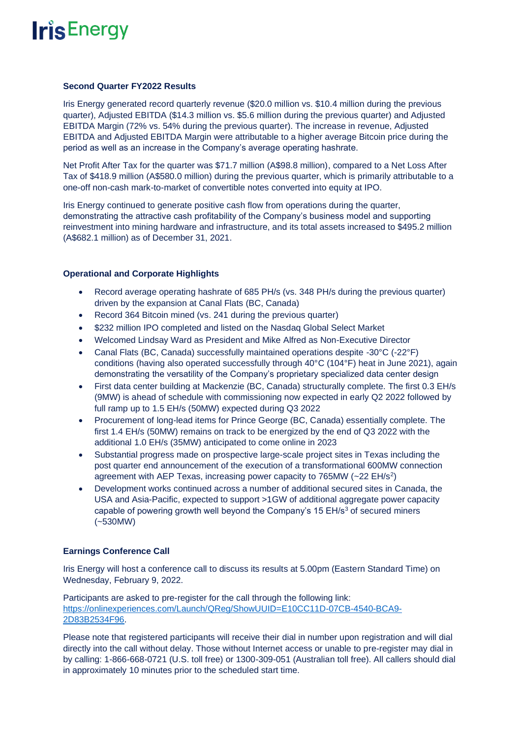### Second Quarter FY2022 Results

Iris Energy generated record quarterly revenue ($20.0 million vs. $10.4 million during the previous quarter), Adjusted EBITDA ($14.3 million vs. $5.6 million during the previous quarter) and Adjusted EBITDA Margin (72% vs. 54% during the previous quarter). The increase in revenue, Adjusted EBITDA and Adjusted EBITDA Margin were attributable to a higher average Bitcoin price during the period as well as an increase in the Company's average operating hashrate.

Net Profit After Tax for the quarter was $71.7 million (A$98.8 million), compared to a Net Loss After Tax of $418.9 million (A$580.0 million) during the previous quarter, which is primarily attributable to a one-off non-cash mark-to-market of convertible notes converted into equity at IPO.

Iris Energy continued to generate positive cash flow from operations during the quarter, demonstrating the attractive cash profitability of the Company's business model and supporting reinvestment into mining hardware and infrastructure, and its total assets increased to $495.2 million (A$682.1 million) as of December 31, 2021.

### Operational and Corporate Highlights

- Record average operating hashrate of 685 PH/s (vs. 348 PH/s during the previous quarter) driven by the expansion at Canal Flats (BC, Canada)
- Record 364 Bitcoin mined (vs. 241 during the previous quarter)
- $232 million IPO completed and listed on the Nasdaq Global Select Market
- Welcomed Lindsay Ward as President and Mike Alfred as Non-Executive Director
- Canal Flats (BC, Canada) successfully maintained operations despite -30°C (-22°F) conditions (having also operated successfully through 40°C (104°F) heat in June 2021), again demonstrating the versatility of the Company's proprietary specialized data center design
- First data center building at Mackenzie (BC, Canada) structurally complete. The first 0.3 EH/s (9MW) is ahead of schedule with commissioning now expected in early Q2 2022 followed by full ramp up to 1.5 EH/s (50MW) expected during Q3 2022
- Procurement of long-lead items for Prince George (BC, Canada) essentially complete. The first 1.4 EH/s (50MW) remains on track to be energized by the end of Q3 2022 with the additional 1.0 EH/s (35MW) anticipated to come online in 2023
- Substantial progress made on prospective large-scale project sites in Texas including the post quarter end announcement of the execution of a transformational 600MW connection agreement with AEP Texas, increasing power capacity to 765MW (~22 EH/s[2])
- Development works continued across a number of additional secured sites in Canada, the USA and Asia-Pacific, expected to support >1GW of additional aggregate power capacity capable of powering growth well beyond the Company's 15 EH/s[3] of secured miners (~530MW)

### Earnings Conference Call

Iris Energy will host a conference call to discuss its results at 5.00pm (Eastern Standard Time) on Wednesday, February 9, 2022.

Participants are asked to pre-register for the call through the following link: https://onlinexperiences.com/Launch/QReg/ShowUUID=E10CC11D-07CB-4540-BCA9-2D83B2534F96.

Please note that registered participants will receive their dial in number upon registration and will dial directly into the call without delay. Those without Internet access or unable to pre-register may dial in by calling: 1-866-668-0721 (U.S. toll free) or 1300-309-051 (Australian toll free). All callers should dial in approximately 10 minutes prior to the scheduled start time.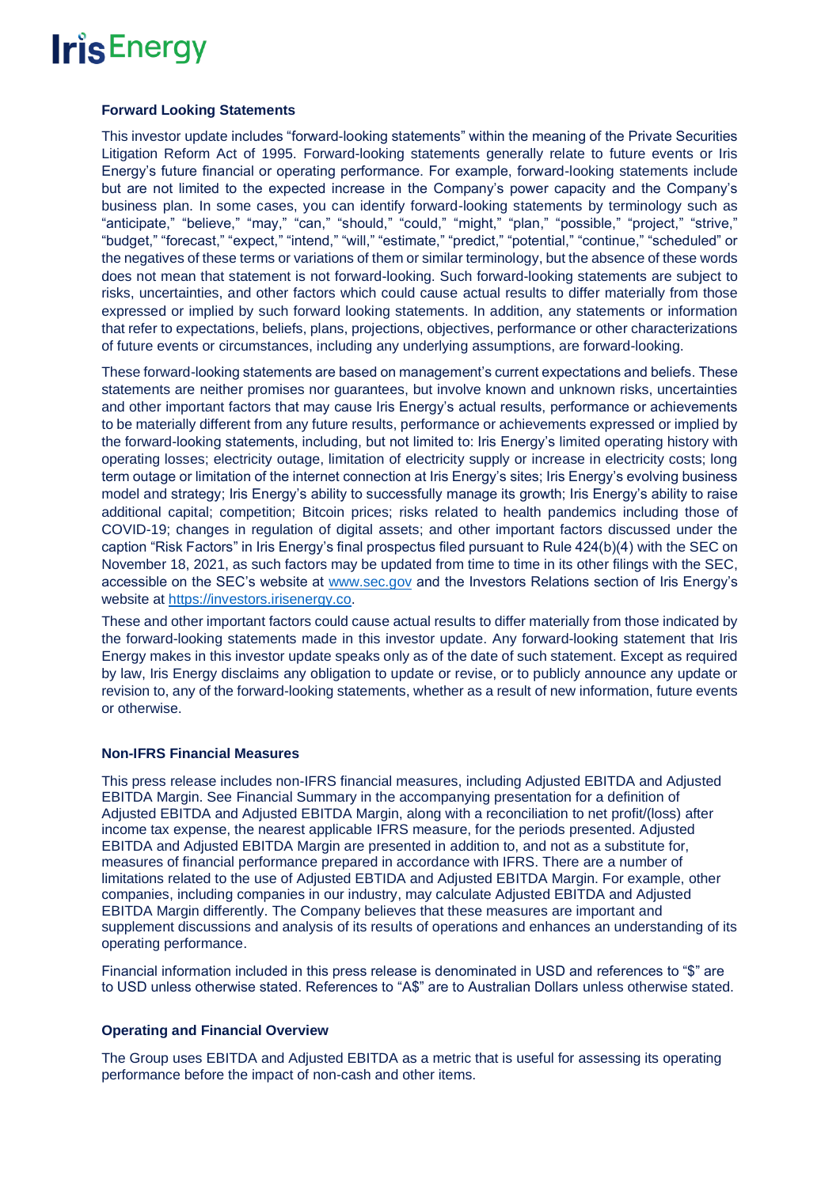### Forward Looking Statements

This investor update includes "forward-looking statements" within the meaning of the Private Securities Litigation Reform Act of 1995. Forward-looking statements generally relate to future events or Iris Energy's future financial or operating performance. For example, forward-looking statements include but are not limited to the expected increase in the Company's power capacity and the Company's business plan. In some cases, you can identify forward-looking statements by terminology such as "anticipate," "believe," "may," "can," "should," "could," "might," "plan," "possible," "project," "strive," "budget," "forecast," "expect," "intend," "will," "estimate," "predict," "potential," "continue," "scheduled" or the negatives of these terms or variations of them or similar terminology, but the absence of these words does not mean that statement is not forward-looking. Such forward-looking statements are subject to risks, uncertainties, and other factors which could cause actual results to differ materially from those expressed or implied by such forward looking statements. In addition, any statements or information that refer to expectations, beliefs, plans, projections, objectives, performance or other characterizations of future events or circumstances, including any underlying assumptions, are forward-looking.

These forward-looking statements are based on management's current expectations and beliefs. These statements are neither promises nor guarantees, but involve known and unknown risks, uncertainties and other important factors that may cause Iris Energy's actual results, performance or achievements to be materially different from any future results, performance or achievements expressed or implied by the forward-looking statements, including, but not limited to: Iris Energy's limited operating history with operating losses; electricity outage, limitation of electricity supply or increase in electricity costs; long term outage or limitation of the internet connection at Iris Energy's sites; Iris Energy's evolving business model and strategy; Iris Energy's ability to successfully manage its growth; Iris Energy's ability to raise additional capital; competition; Bitcoin prices; risks related to health pandemics including those of COVID-19; changes in regulation of digital assets; and other important factors discussed under the caption "Risk Factors" in Iris Energy's final prospectus filed pursuant to Rule 424(b)(4) with the SEC on November 18, 2021, as such factors may be updated from time to time in its other filings with the SEC, accessible on the SEC's website at www.sec.gov and the Investors Relations section of Iris Energy's website at https://investors.irisenergy.co.

These and other important factors could cause actual results to differ materially from those indicated by the forward-looking statements made in this investor update. Any forward-looking statement that Iris Energy makes in this investor update speaks only as of the date of such statement. Except as required by law, Iris Energy disclaims any obligation to update or revise, or to publicly announce any update or revision to, any of the forward-looking statements, whether as a result of new information, future events or otherwise.

### Non-IFRS Financial Measures

This press release includes non-IFRS financial measures, including Adjusted EBITDA and Adjusted EBITDA Margin. See Financial Summary in the accompanying presentation for a definition of Adjusted EBITDA and Adjusted EBITDA Margin, along with a reconciliation to net profit/(loss) after income tax expense, the nearest applicable IFRS measure, for the periods presented. Adjusted EBITDA and Adjusted EBITDA Margin are presented in addition to, and not as a substitute for, measures of financial performance prepared in accordance with IFRS. There are a number of limitations related to the use of Adjusted EBTIDA and Adjusted EBITDA Margin. For example, other companies, including companies in our industry, may calculate Adjusted EBITDA and Adjusted EBITDA Margin differently. The Company believes that these measures are important and supplement discussions and analysis of its results of operations and enhances an understanding of its operating performance.

Financial information included in this press release is denominated in USD and references to "$" are to USD unless otherwise stated. References to "A$" are to Australian Dollars unless otherwise stated.

### Operating and Financial Overview

The Group uses EBITDA and Adjusted EBITDA as a metric that is useful for assessing its operating performance before the impact of non-cash and other items.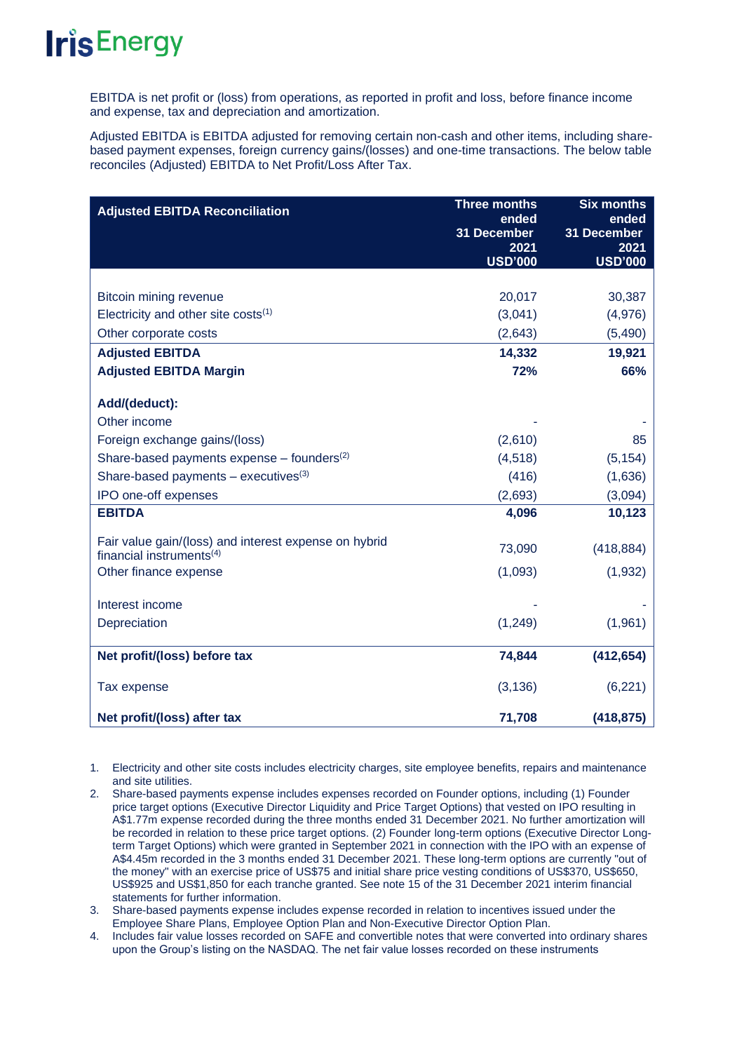EBITDA is net profit or (loss) from operations, as reported in profit and loss, before finance income and expense, tax and depreciation and amortization.

Adjusted EBITDA is EBITDA adjusted for removing certain non-cash and other items, including share-based payment expenses, foreign currency gains/(losses) and one-time transactions. The below table reconciles (Adjusted) EBITDA to Net Profit/Loss After Tax.

| Adjusted EBITDA Reconciliation | Three months ended 31 December 2021 USD'000 | Six months ended 31 December 2021 USD'000 |
|---|---|---|
| Bitcoin mining revenue | 20,017 | 30,387 |
| Electricity and other site costs[1] | (3,041) | (4,976) |
| Other corporate costs | (2,643) | (5,490) |
| **Adjusted EBITDA** | **14,332** | **19,921** |
| **Adjusted EBITDA Margin** | **72%** | **66%** |
| **Add/(deduct):** | | |
| Other income | - | - |
| Foreign exchange gains/(loss) | (2,610) | 85 |
| Share-based payments expense – founders[2] | (4,518) | (5,154) |
| Share-based payments – executives[3] | (416) | (1,636) |
| IPO one-off expenses | (2,693) | (3,094) |
| **EBITDA** | **4,096** | **10,123** |
| Fair value gain/(loss) and interest expense on hybrid financial instruments[4] | 73,090 | (418,884) |
| Other finance expense | (1,093) | (1,932) |
| Interest income | - | - |
| Depreciation | (1,249) | (1,961) |
| **Net profit/(loss) before tax** | **74,844** | **(412,654)** |
| Tax expense | (3,136) | (6,221) |
| **Net profit/(loss) after tax** | **71,708** | **(418,875)** |

1. Electricity and other site costs includes electricity charges, site employee benefits, repairs and maintenance and site utilities.
2. Share-based payments expense includes expenses recorded on Founder options, including (1) Founder price target options (Executive Director Liquidity and Price Target Options) that vested on IPO resulting in A$1.77m expense recorded during the three months ended 31 December 2021. No further amortization will be recorded in relation to these price target options. (2) Founder long-term options (Executive Director Long-term Target Options) which were granted in September 2021 in connection with the IPO with an expense of A$4.45m recorded in the 3 months ended 31 December 2021. These long-term options are currently "out of the money" with an exercise price of US$75 and initial share price vesting conditions of US$370, US$650, US$925 and US$1,850 for each tranche granted. See note 15 of the 31 December 2021 interim financial statements for further information.
3. Share-based payments expense includes expense recorded in relation to incentives issued under the Employee Share Plans, Employee Option Plan and Non-Executive Director Option Plan.
4. Includes fair value losses recorded on SAFE and convertible notes that were converted into ordinary shares upon the Group's listing on the NASDAQ. The net fair value losses recorded on these instruments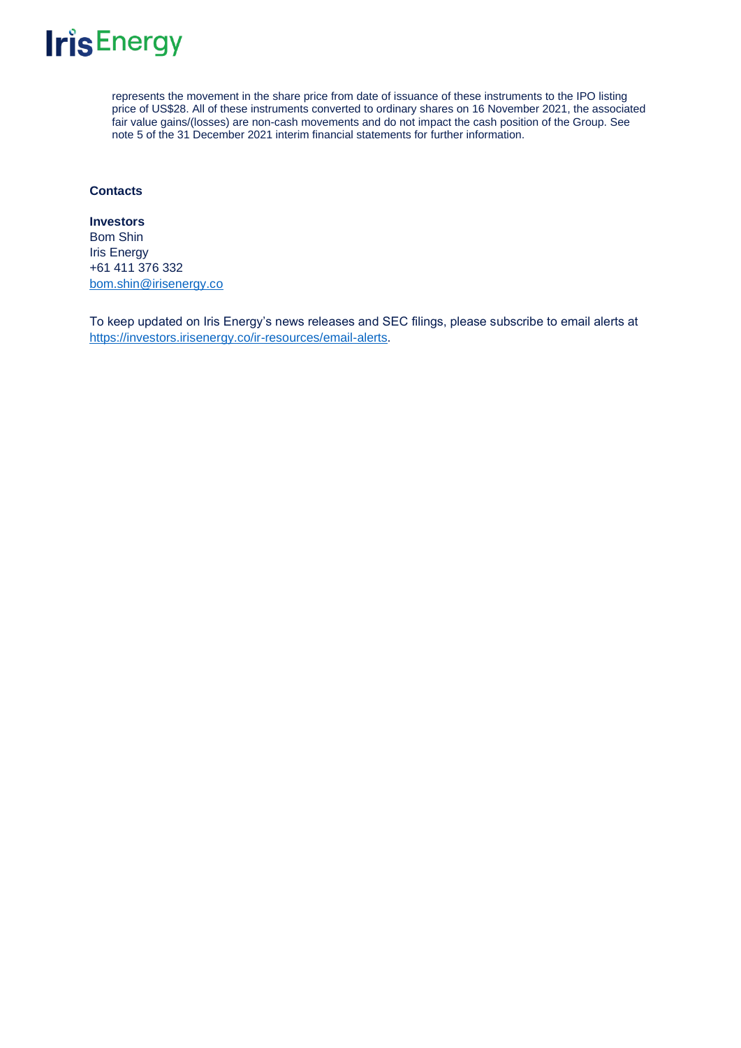represents the movement in the share price from date of issuance of these instruments to the IPO listing price of US$28. All of these instruments converted to ordinary shares on 16 November 2021, the associated fair value gains/(losses) are non-cash movements and do not impact the cash position of the Group. See note 5 of the 31 December 2021 interim financial statements for further information.

**Contacts**

**Investors**
Bom Shin
Iris Energy
+61 411 376 332
bom.shin@irisenergy.co

To keep updated on Iris Energy's news releases and SEC filings, please subscribe to email alerts at https://investors.irisenergy.co/ir-resources/email-alerts.